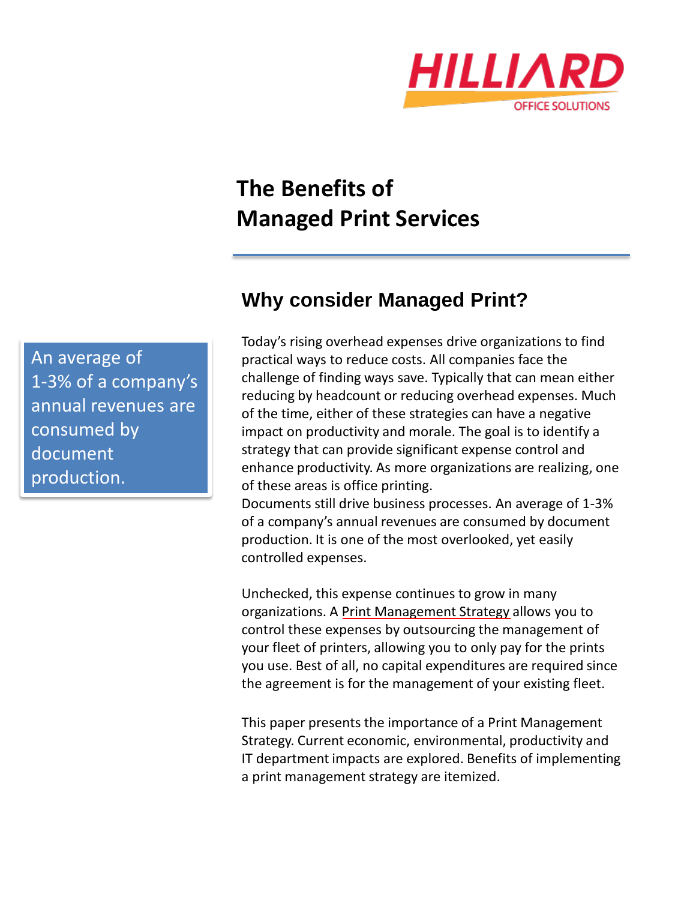HILLIARD

OFFICE SOLUTIONS

# The Benefits of Managed Print Services

## Why consider Managed Print?

> An average of 1-3% of a company's annual revenues are consumed by document production.

Today's rising overhead expenses drive organizations to find practical ways to reduce costs. All companies face the challenge of finding ways save. Typically that can mean either reducing by headcount or reducing overhead expenses. Much of the time, either of these strategies can have a negative impact on productivity and morale. The goal is to identify a strategy that can provide significant expense control and enhance productivity. As more organizations are realizing, one of these areas is office printing.

Documents still drive business processes. An average of 1-3% of a company's annual revenues are consumed by document production. It is one of the most overlooked, yet easily controlled expenses.

Unchecked, this expense continues to grow in many organizations. A Print Management Strategy allows you to control these expenses by outsourcing the management of your fleet of printers, allowing you to only pay for the prints you use. Best of all, no capital expenditures are required since the agreement is for the management of your existing fleet.

This paper presents the importance of a Print Management Strategy. Current economic, environmental, productivity and IT department impacts are explored. Benefits of implementing a print management strategy are itemized.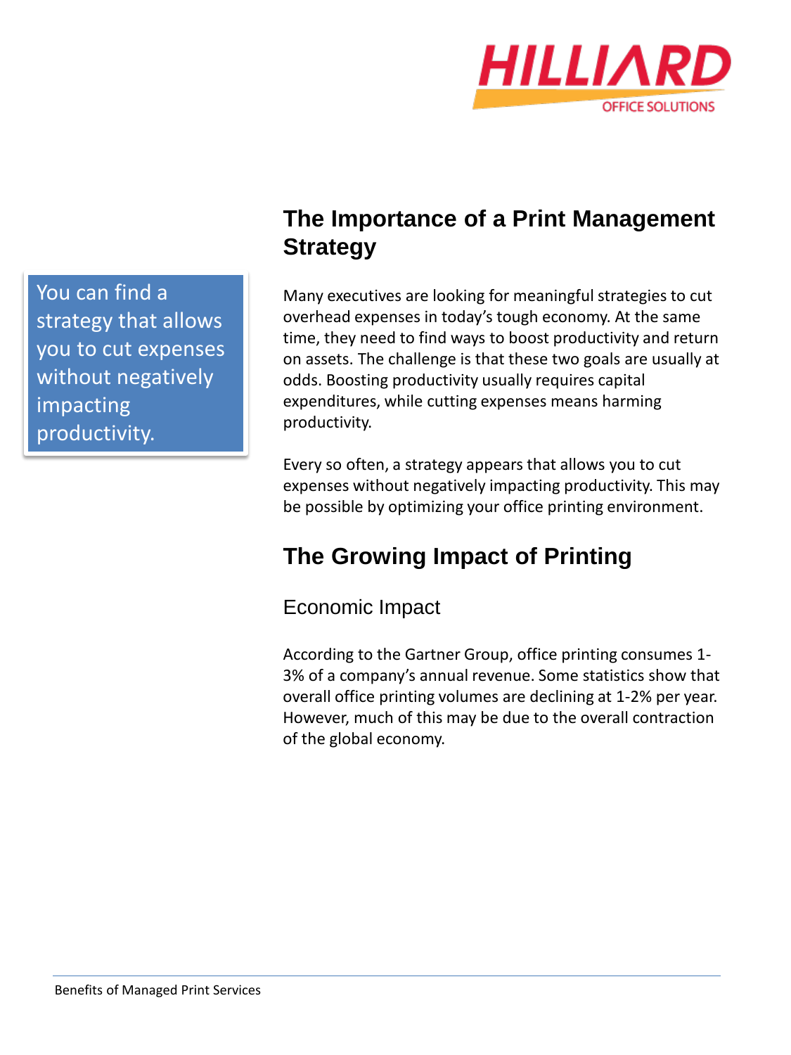You can find a strategy that allows you to cut expenses without negatively impacting productivity.

## The Importance of a Print Management Strategy

Many executives are looking for meaningful strategies to cut overhead expenses in today's tough economy. At the same time, they need to find ways to boost productivity and return on assets. The challenge is that these two goals are usually at odds. Boosting productivity usually requires capital expenditures, while cutting expenses means harming productivity.

Every so often, a strategy appears that allows you to cut expenses without negatively impacting productivity. This may be possible by optimizing your office printing environment.

## The Growing Impact of Printing

### Economic Impact

According to the Gartner Group, office printing consumes 1-3% of a company's annual revenue. Some statistics show that overall office printing volumes are declining at 1-2% per year. However, much of this may be due to the overall contraction of the global economy.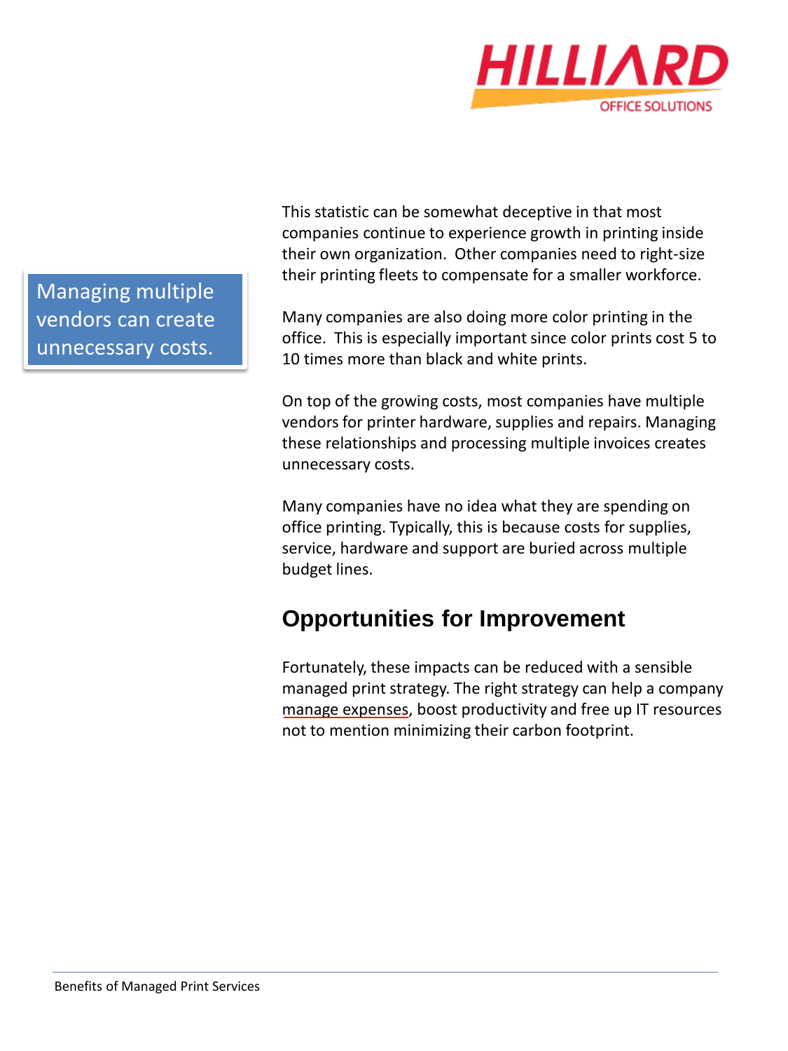> Managing multiple vendors can create unnecessary costs.

This statistic can be somewhat deceptive in that most companies continue to experience growth in printing inside their own organization. Other companies need to right-size their printing fleets to compensate for a smaller workforce.

Many companies are also doing more color printing in the office. This is especially important since color prints cost 5 to 10 times more than black and white prints.

On top of the growing costs, most companies have multiple vendors for printer hardware, supplies and repairs. Managing these relationships and processing multiple invoices creates unnecessary costs.

Many companies have no idea what they are spending on office printing. Typically, this is because costs for supplies, service, hardware and support are buried across multiple budget lines.

## Opportunities for Improvement

Fortunately, these impacts can be reduced with a sensible managed print strategy. The right strategy can help a company manage expenses, boost productivity and free up IT resources not to mention minimizing their carbon footprint.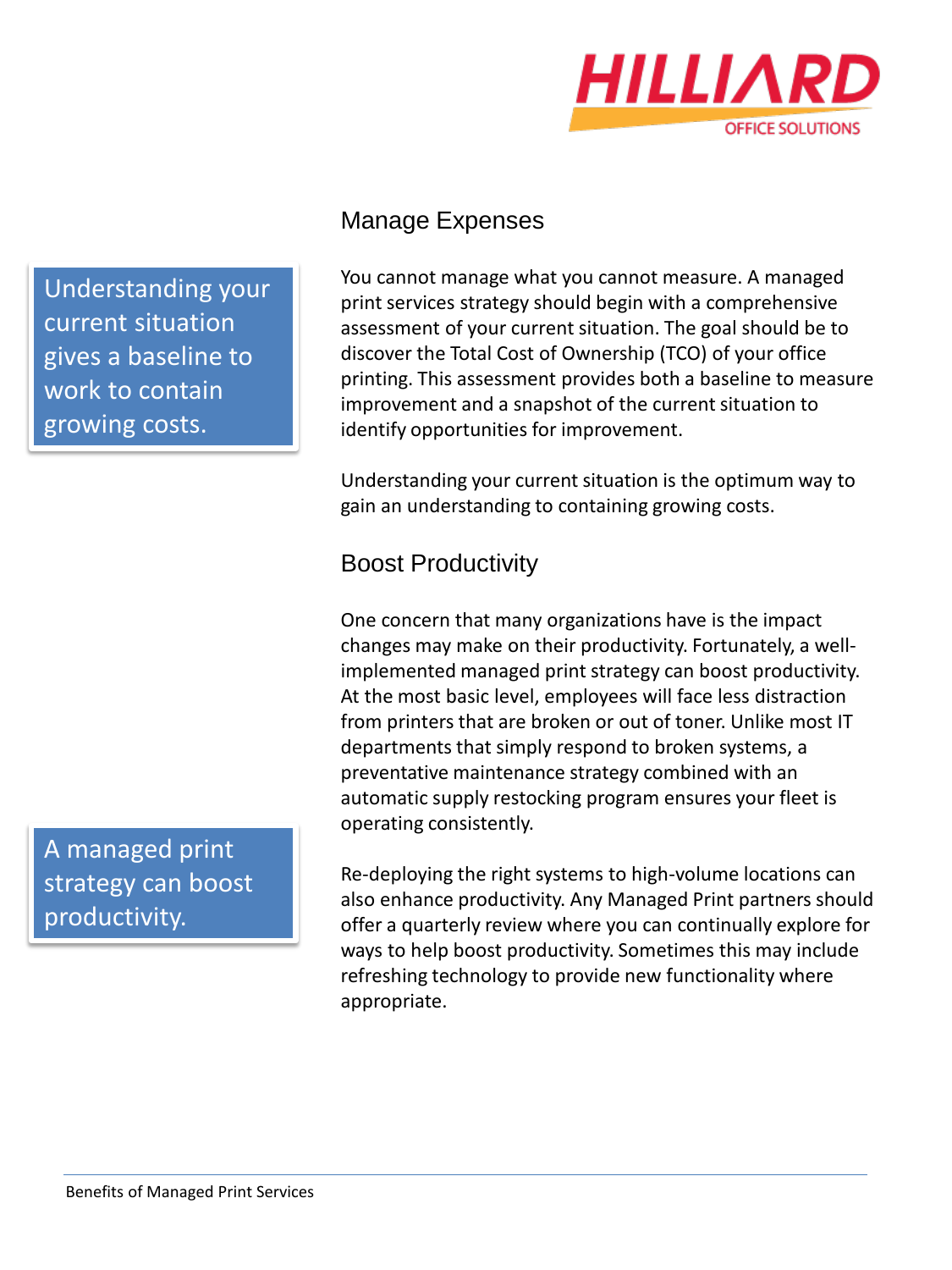## Manage Expenses

> Understanding your current situation gives a baseline to work to contain growing costs.

You cannot manage what you cannot measure. A managed print services strategy should begin with a comprehensive assessment of your current situation. The goal should be to discover the Total Cost of Ownership (TCO) of your office printing. This assessment provides both a baseline to measure improvement and a snapshot of the current situation to identify opportunities for improvement.

Understanding your current situation is the optimum way to gain an understanding to containing growing costs.

## Boost Productivity

One concern that many organizations have is the impact changes may make on their productivity. Fortunately, a well-implemented managed print strategy can boost productivity. At the most basic level, employees will face less distraction from printers that are broken or out of toner. Unlike most IT departments that simply respond to broken systems, a preventative maintenance strategy combined with an automatic supply restocking program ensures your fleet is operating consistently.

> A managed print strategy can boost productivity.

Re-deploying the right systems to high-volume locations can also enhance productivity. Any Managed Print partners should offer a quarterly review where you can continually explore for ways to help boost productivity. Sometimes this may include refreshing technology to provide new functionality where appropriate.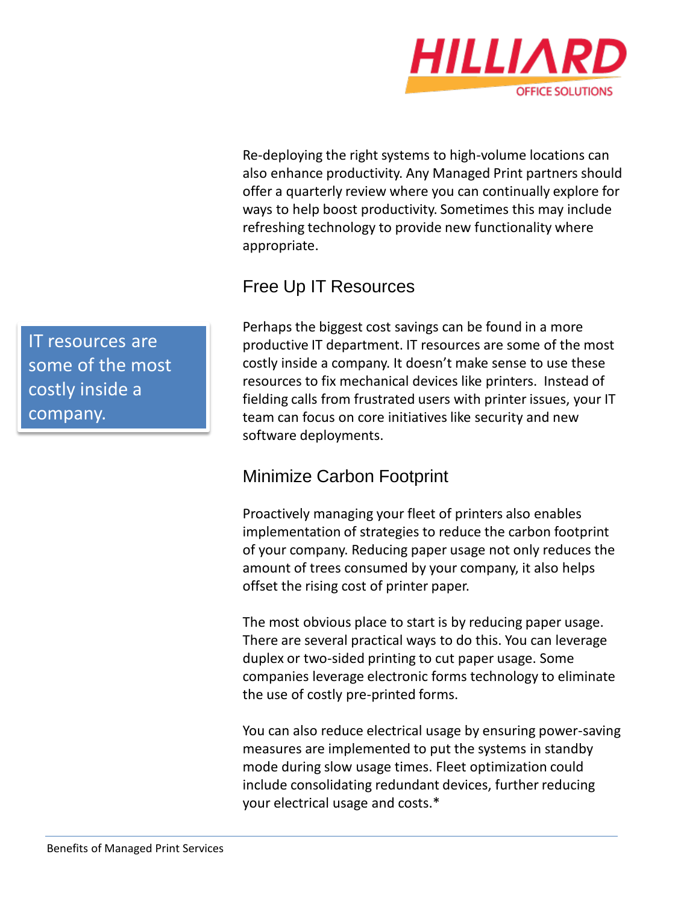Re-deploying the right systems to high-volume locations can also enhance productivity. Any Managed Print partners should offer a quarterly review where you can continually explore for ways to help boost productivity. Sometimes this may include refreshing technology to provide new functionality where appropriate.

## Free Up IT Resources

> IT resources are some of the most costly inside a company.

Perhaps the biggest cost savings can be found in a more productive IT department. IT resources are some of the most costly inside a company. It doesn't make sense to use these resources to fix mechanical devices like printers. Instead of fielding calls from frustrated users with printer issues, your IT team can focus on core initiatives like security and new software deployments.

## Minimize Carbon Footprint

Proactively managing your fleet of printers also enables implementation of strategies to reduce the carbon footprint of your company. Reducing paper usage not only reduces the amount of trees consumed by your company, it also helps offset the rising cost of printer paper.

The most obvious place to start is by reducing paper usage. There are several practical ways to do this. You can leverage duplex or two-sided printing to cut paper usage. Some companies leverage electronic forms technology to eliminate the use of costly pre-printed forms.

You can also reduce electrical usage by ensuring power-saving measures are implemented to put the systems in standby mode during slow usage times. Fleet optimization could include consolidating redundant devices, further reducing your electrical usage and costs.*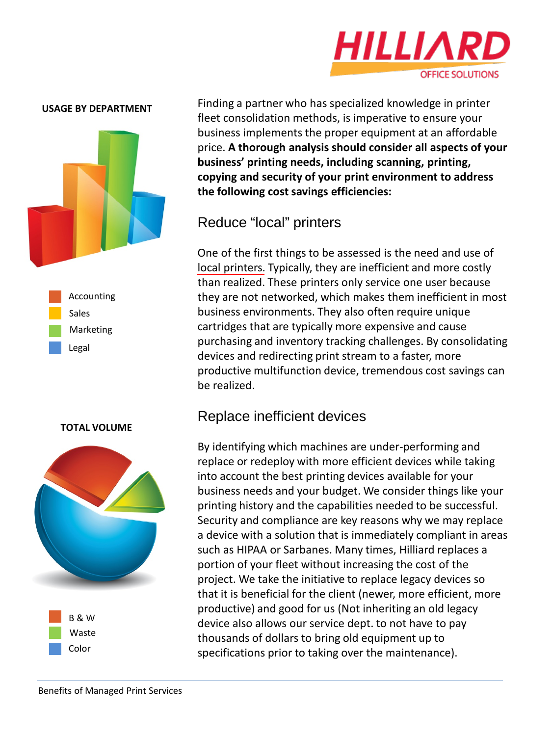**USAGE BY DEPARTMENT**

- Accounting
- Sales
- Marketing
- Legal

**TOTAL VOLUME**

- B & W
- Waste
- Color

Finding a partner who has specialized knowledge in printer fleet consolidation methods, is imperative to ensure your business implements the proper equipment at an affordable price. **A thorough analysis should consider all aspects of your business' printing needs, including scanning, printing, copying and security of your print environment to address the following cost savings efficiencies:**

## Reduce "local" printers

One of the first things to be assessed is the need and use of local printers. Typically, they are inefficient and more costly than realized. These printers only service one user because they are not networked, which makes them inefficient in most business environments. They also often require unique cartridges that are typically more expensive and cause purchasing and inventory tracking challenges. By consolidating devices and redirecting print stream to a faster, more productive multifunction device, tremendous cost savings can be realized.

## Replace inefficient devices

By identifying which machines are under-performing and replace or redeploy with more efficient devices while taking into account the best printing devices available for your business needs and your budget. We consider things like your printing history and the capabilities needed to be successful. Security and compliance are key reasons why we may replace a device with a solution that is immediately compliant in areas such as HIPAA or Sarbanes. Many times, Hilliard replaces a portion of your fleet without increasing the cost of the project. We take the initiative to replace legacy devices so that it is beneficial for the client (newer, more efficient, more productive) and good for us (Not inheriting an old legacy device also allows our service dept. to not have to pay thousands of dollars to bring old equipment up to specifications prior to taking over the maintenance).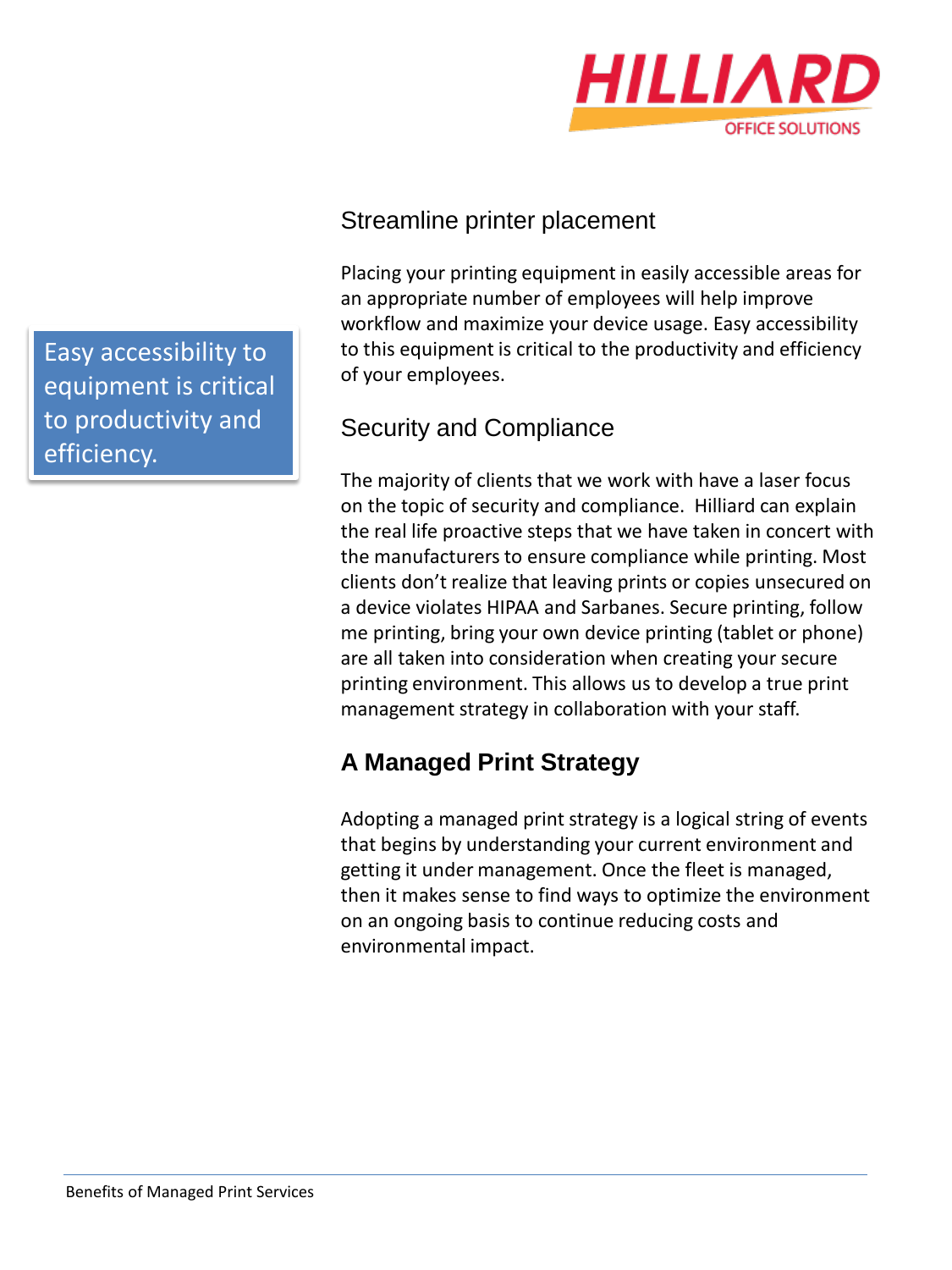## Streamline printer placement

> Easy accessibility to equipment is critical to productivity and efficiency.

Placing your printing equipment in easily accessible areas for an appropriate number of employees will help improve workflow and maximize your device usage. Easy accessibility to this equipment is critical to the productivity and efficiency of your employees.

## Security and Compliance

The majority of clients that we work with have a laser focus on the topic of security and compliance. Hilliard can explain the real life proactive steps that we have taken in concert with the manufacturers to ensure compliance while printing. Most clients don't realize that leaving prints or copies unsecured on a device violates HIPAA and Sarbanes. Secure printing, follow me printing, bring your own device printing (tablet or phone) are all taken into consideration when creating your secure printing environment. This allows us to develop a true print management strategy in collaboration with your staff.

## **A Managed Print Strategy**

Adopting a managed print strategy is a logical string of events that begins by understanding your current environment and getting it under management. Once the fleet is managed, then it makes sense to find ways to optimize the environment on an ongoing basis to continue reducing costs and environmental impact.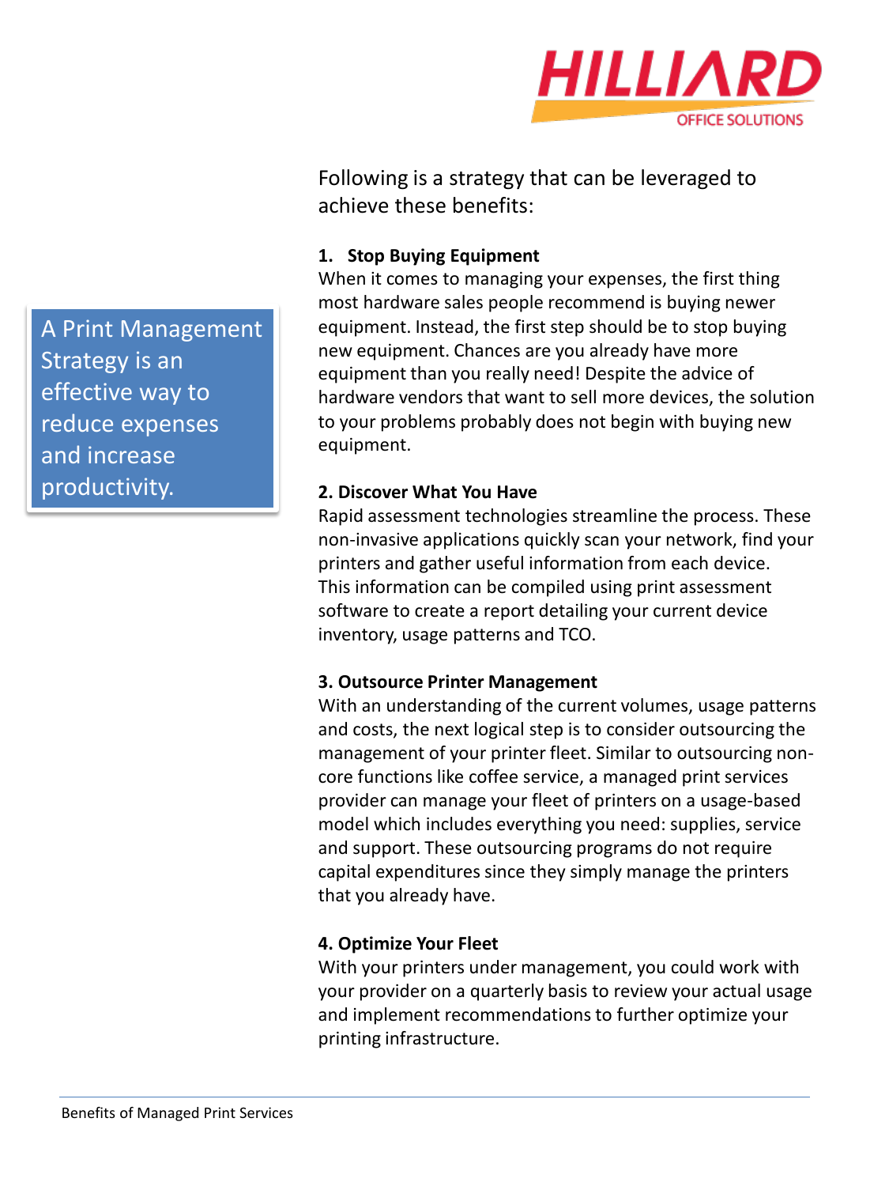A Print Management Strategy is an effective way to reduce expenses and increase productivity.

Following is a strategy that can be leveraged to achieve these benefits:

**1. Stop Buying Equipment**

When it comes to managing your expenses, the first thing most hardware sales people recommend is buying newer equipment. Instead, the first step should be to stop buying new equipment. Chances are you already have more equipment than you really need! Despite the advice of hardware vendors that want to sell more devices, the solution to your problems probably does not begin with buying new equipment.

**2. Discover What You Have**

Rapid assessment technologies streamline the process. These non-invasive applications quickly scan your network, find your printers and gather useful information from each device. This information can be compiled using print assessment software to create a report detailing your current device inventory, usage patterns and TCO.

**3. Outsource Printer Management**

With an understanding of the current volumes, usage patterns and costs, the next logical step is to consider outsourcing the management of your printer fleet. Similar to outsourcing non-core functions like coffee service, a managed print services provider can manage your fleet of printers on a usage-based model which includes everything you need: supplies, service and support. These outsourcing programs do not require capital expenditures since they simply manage the printers that you already have.

**4. Optimize Your Fleet**

With your printers under management, you could work with your provider on a quarterly basis to review your actual usage and implement recommendations to further optimize your printing infrastructure.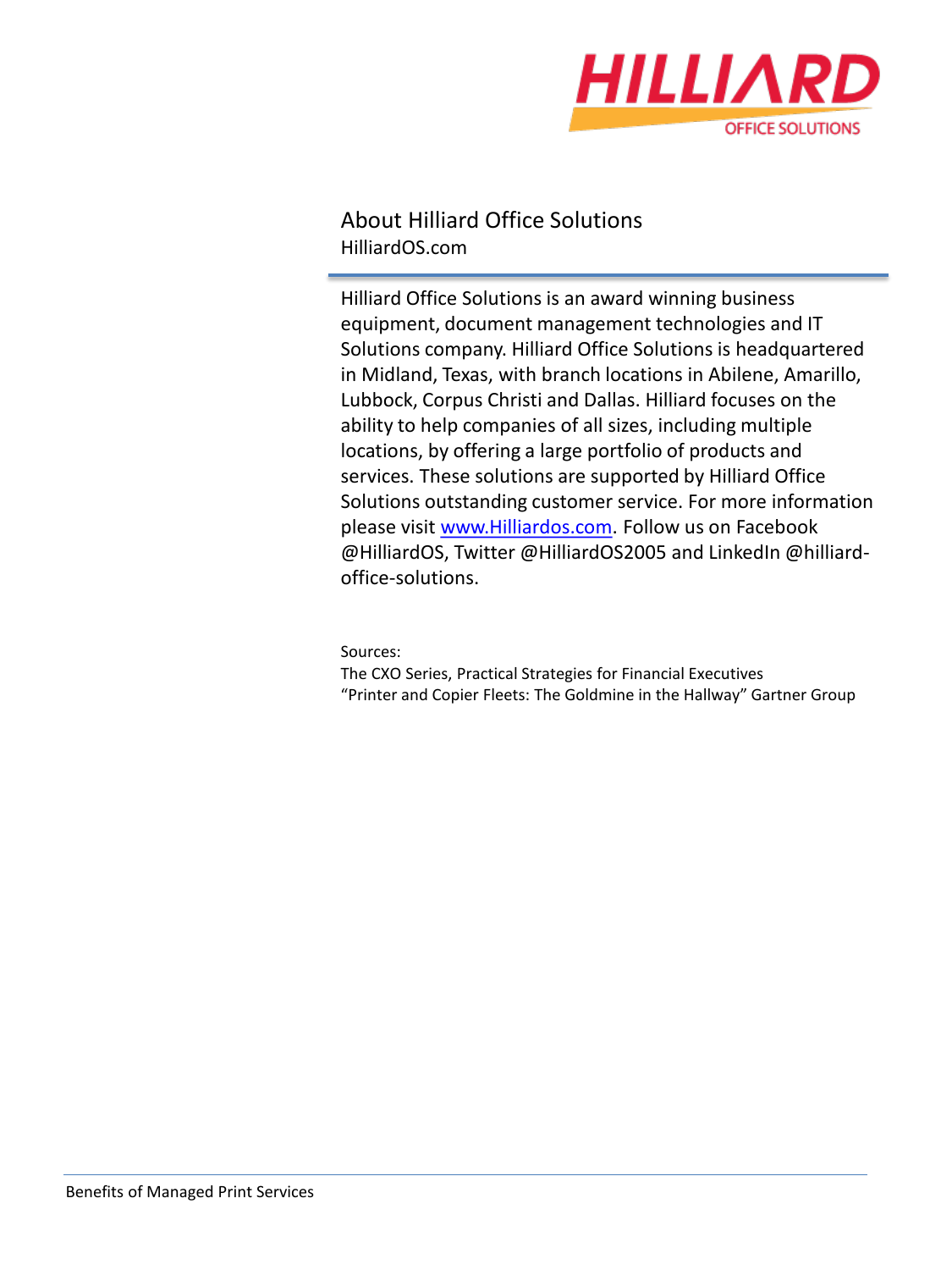## About Hilliard Office Solutions

HilliardOS.com

Hilliard Office Solutions is an award winning business equipment, document management technologies and IT Solutions company. Hilliard Office Solutions is headquartered in Midland, Texas, with branch locations in Abilene, Amarillo, Lubbock, Corpus Christi and Dallas. Hilliard focuses on the ability to help companies of all sizes, including multiple locations, by offering a large portfolio of products and services. These solutions are supported by Hilliard Office Solutions outstanding customer service. For more information please visit www.Hilliardos.com. Follow us on Facebook @HilliardOS, Twitter @HilliardOS2005 and LinkedIn @hilliard-office-solutions.

Sources:
The CXO Series, Practical Strategies for Financial Executives
"Printer and Copier Fleets: The Goldmine in the Hallway" Gartner Group